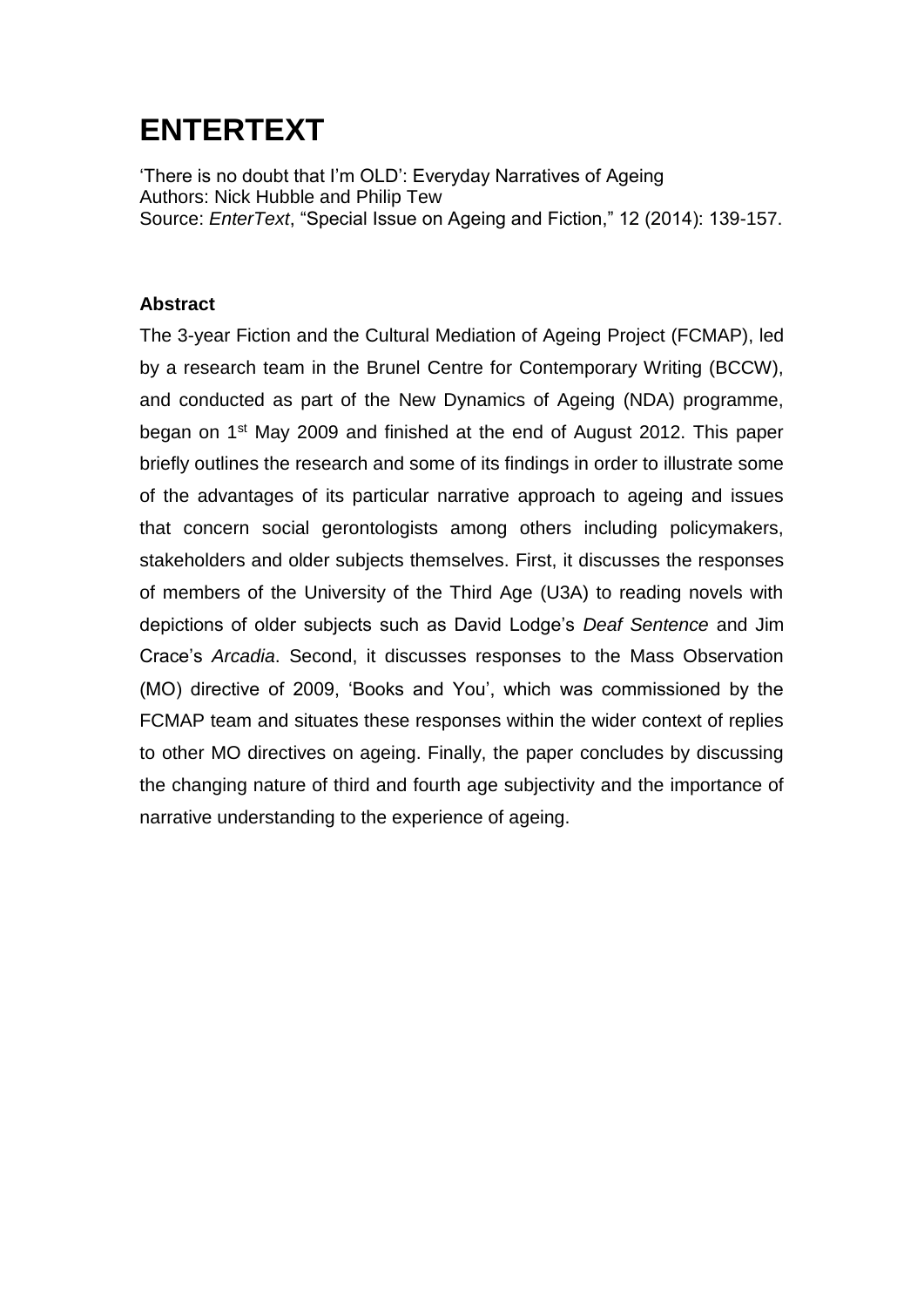# ENTERTEXT

'There is no doubt that I'm OLD': Everyday Narratives of Ageing
Authors: Nick Hubble and Philip Tew
Source: *EnterText*, "Special Issue on Ageing and Fiction," 12 (2014): 139-157.

### Abstract

The 3-year Fiction and the Cultural Mediation of Ageing Project (FCMAP), led by a research team in the Brunel Centre for Contemporary Writing (BCCW), and conducted as part of the New Dynamics of Ageing (NDA) programme, began on 1st May 2009 and finished at the end of August 2012. This paper briefly outlines the research and some of its findings in order to illustrate some of the advantages of its particular narrative approach to ageing and issues that concern social gerontologists among others including policymakers, stakeholders and older subjects themselves. First, it discusses the responses of members of the University of the Third Age (U3A) to reading novels with depictions of older subjects such as David Lodge's *Deaf Sentence* and Jim Crace's *Arcadia*. Second, it discusses responses to the Mass Observation (MO) directive of 2009, 'Books and You', which was commissioned by the FCMAP team and situates these responses within the wider context of replies to other MO directives on ageing. Finally, the paper concludes by discussing the changing nature of third and fourth age subjectivity and the importance of narrative understanding to the experience of ageing.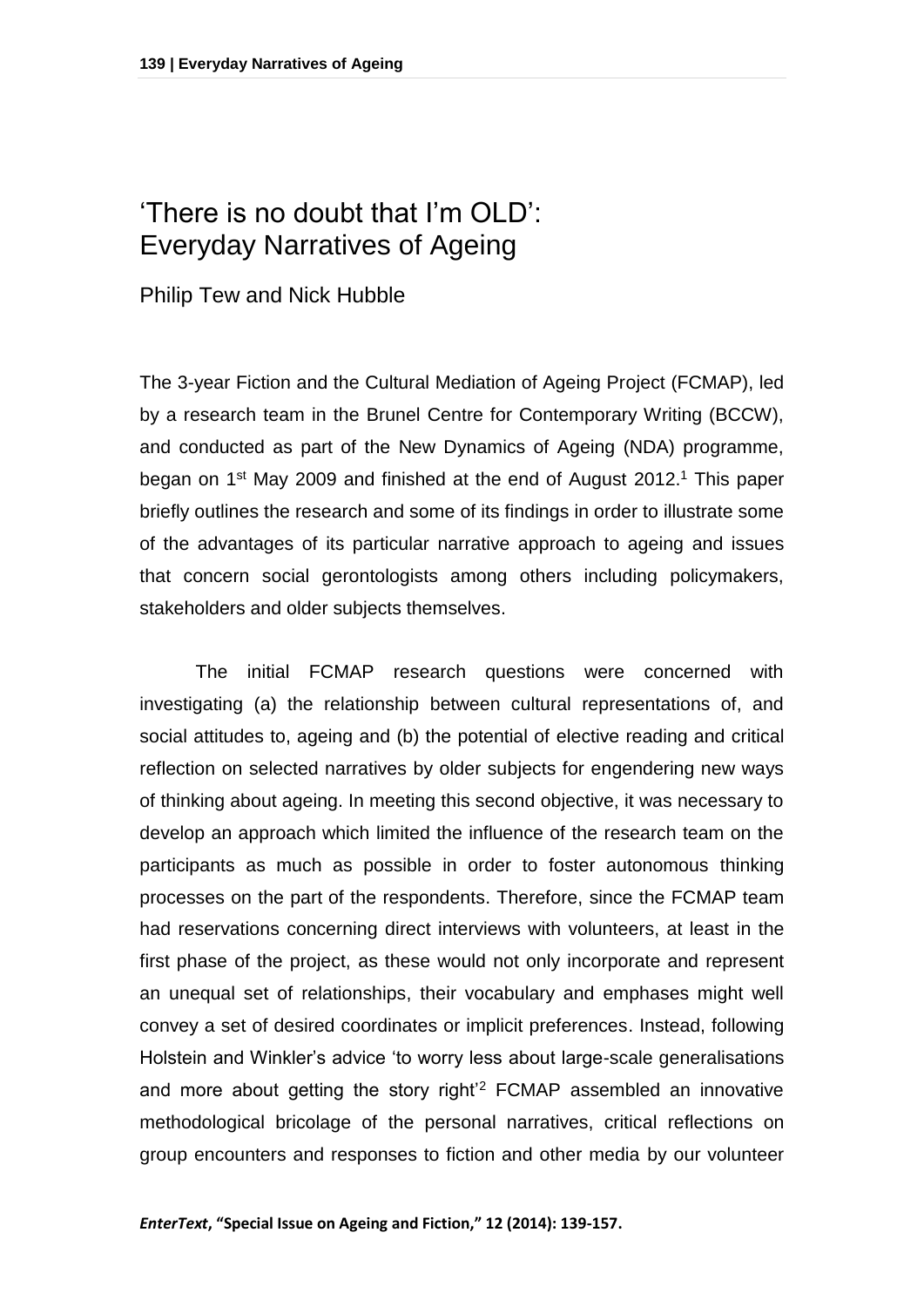# 'There is no doubt that I'm OLD': Everyday Narratives of Ageing

Philip Tew and Nick Hubble

The 3-year Fiction and the Cultural Mediation of Ageing Project (FCMAP), led by a research team in the Brunel Centre for Contemporary Writing (BCCW), and conducted as part of the New Dynamics of Ageing (NDA) programme, began on 1st May 2009 and finished at the end of August 2012.[1] This paper briefly outlines the research and some of its findings in order to illustrate some of the advantages of its particular narrative approach to ageing and issues that concern social gerontologists among others including policymakers, stakeholders and older subjects themselves.

The initial FCMAP research questions were concerned with investigating (a) the relationship between cultural representations of, and social attitudes to, ageing and (b) the potential of elective reading and critical reflection on selected narratives by older subjects for engendering new ways of thinking about ageing. In meeting this second objective, it was necessary to develop an approach which limited the influence of the research team on the participants as much as possible in order to foster autonomous thinking processes on the part of the respondents. Therefore, since the FCMAP team had reservations concerning direct interviews with volunteers, at least in the first phase of the project, as these would not only incorporate and represent an unequal set of relationships, their vocabulary and emphases might well convey a set of desired coordinates or implicit preferences. Instead, following Holstein and Winkler's advice 'to worry less about large-scale generalisations and more about getting the story right'[2] FCMAP assembled an innovative methodological bricolage of the personal narratives, critical reflections on group encounters and responses to fiction and other media by our volunteer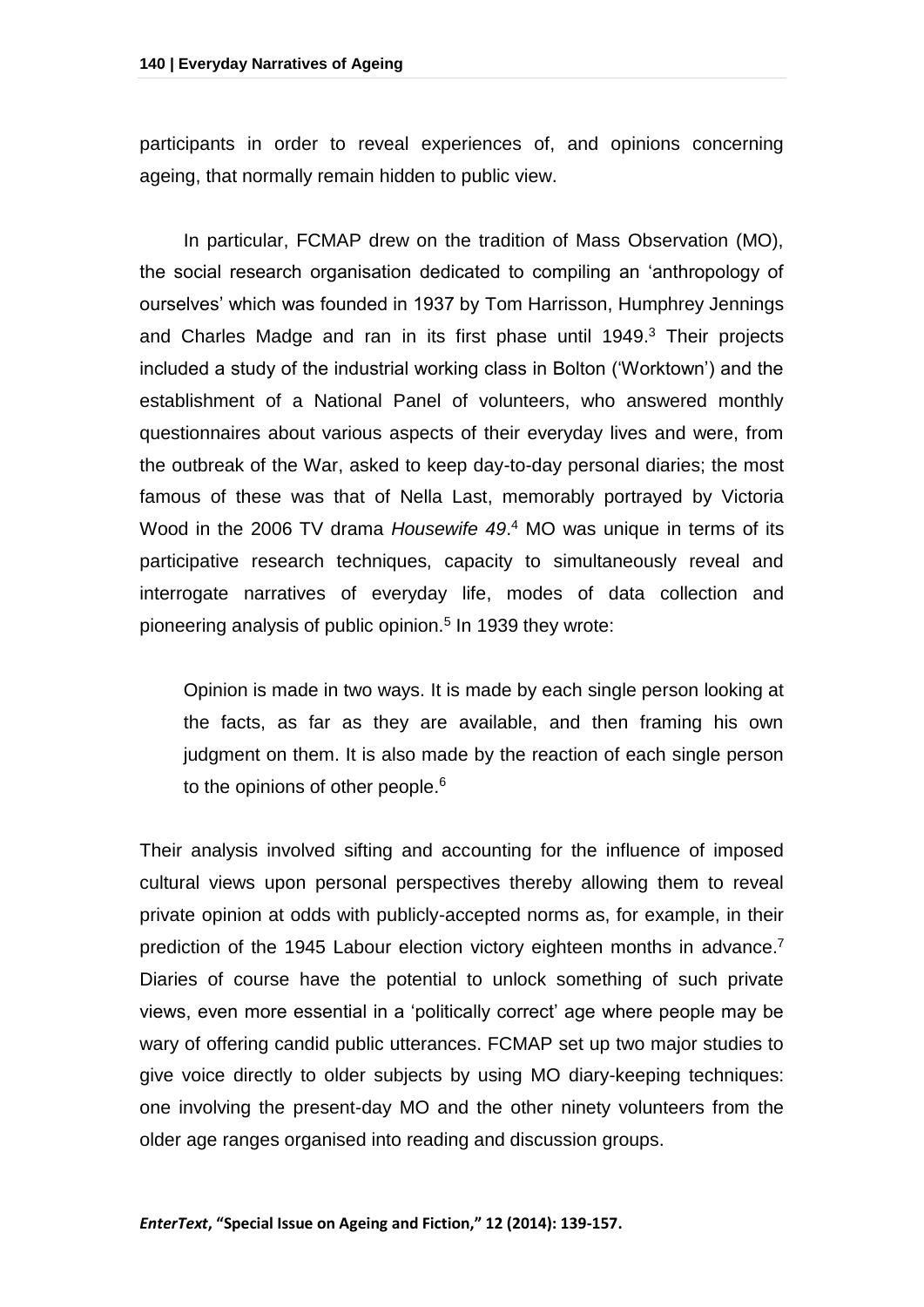participants in order to reveal experiences of, and opinions concerning ageing, that normally remain hidden to public view.

In particular, FCMAP drew on the tradition of Mass Observation (MO), the social research organisation dedicated to compiling an 'anthropology of ourselves' which was founded in 1937 by Tom Harrisson, Humphrey Jennings and Charles Madge and ran in its first phase until 1949.[3] Their projects included a study of the industrial working class in Bolton ('Worktown') and the establishment of a National Panel of volunteers, who answered monthly questionnaires about various aspects of their everyday lives and were, from the outbreak of the War, asked to keep day-to-day personal diaries; the most famous of these was that of Nella Last, memorably portrayed by Victoria Wood in the 2006 TV drama *Housewife 49*.[4] MO was unique in terms of its participative research techniques, capacity to simultaneously reveal and interrogate narratives of everyday life, modes of data collection and pioneering analysis of public opinion.[5] In 1939 they wrote:

> Opinion is made in two ways. It is made by each single person looking at the facts, as far as they are available, and then framing his own judgment on them. It is also made by the reaction of each single person to the opinions of other people.[6]

Their analysis involved sifting and accounting for the influence of imposed cultural views upon personal perspectives thereby allowing them to reveal private opinion at odds with publicly-accepted norms as, for example, in their prediction of the 1945 Labour election victory eighteen months in advance.[7] Diaries of course have the potential to unlock something of such private views, even more essential in a 'politically correct' age where people may be wary of offering candid public utterances. FCMAP set up two major studies to give voice directly to older subjects by using MO diary-keeping techniques: one involving the present-day MO and the other ninety volunteers from the older age ranges organised into reading and discussion groups.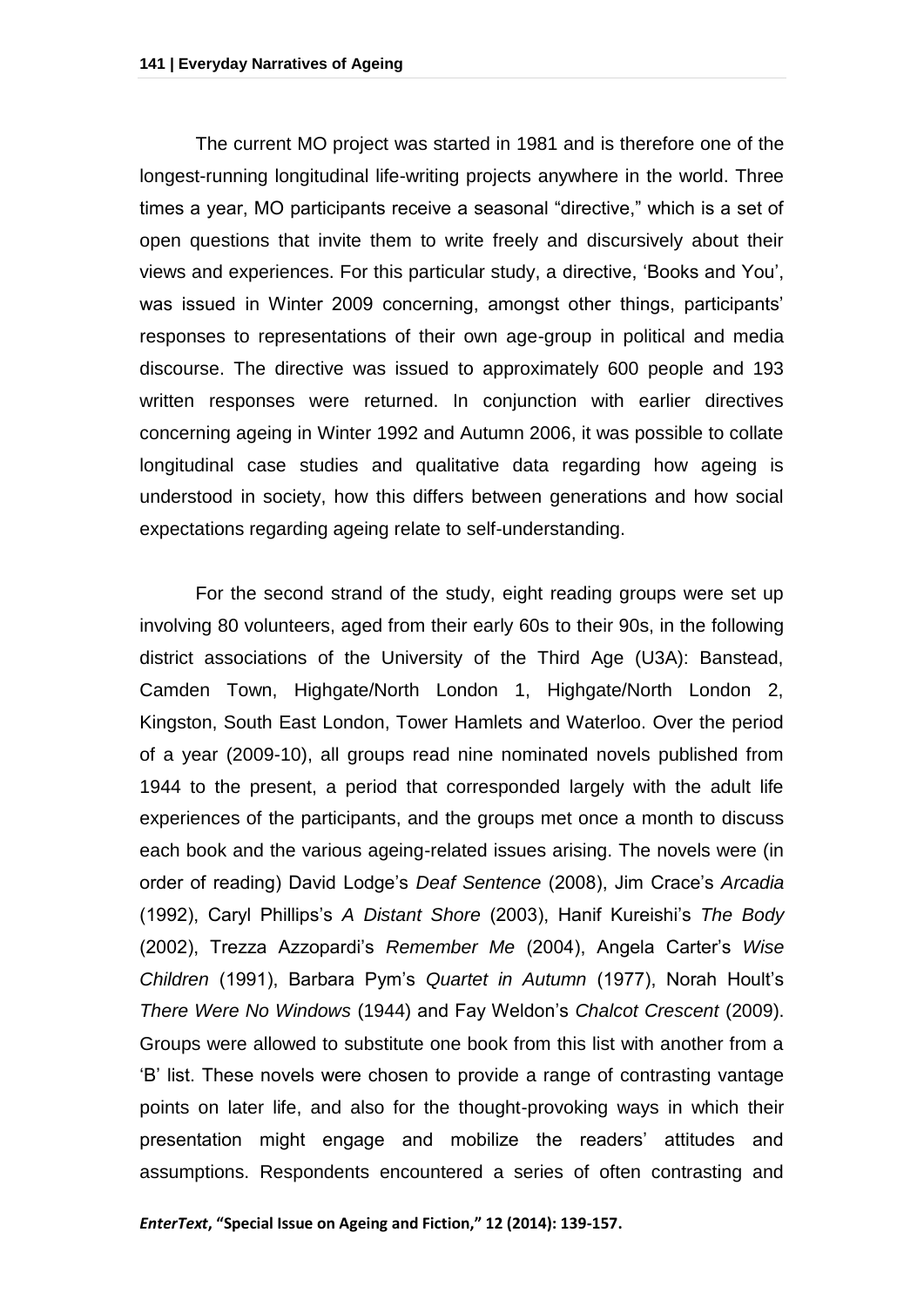The current MO project was started in 1981 and is therefore one of the longest-running longitudinal life-writing projects anywhere in the world. Three times a year, MO participants receive a seasonal "directive," which is a set of open questions that invite them to write freely and discursively about their views and experiences. For this particular study, a directive, 'Books and You', was issued in Winter 2009 concerning, amongst other things, participants' responses to representations of their own age-group in political and media discourse. The directive was issued to approximately 600 people and 193 written responses were returned. In conjunction with earlier directives concerning ageing in Winter 1992 and Autumn 2006, it was possible to collate longitudinal case studies and qualitative data regarding how ageing is understood in society, how this differs between generations and how social expectations regarding ageing relate to self-understanding.

For the second strand of the study, eight reading groups were set up involving 80 volunteers, aged from their early 60s to their 90s, in the following district associations of the University of the Third Age (U3A): Banstead, Camden Town, Highgate/North London 1, Highgate/North London 2, Kingston, South East London, Tower Hamlets and Waterloo. Over the period of a year (2009-10), all groups read nine nominated novels published from 1944 to the present, a period that corresponded largely with the adult life experiences of the participants, and the groups met once a month to discuss each book and the various ageing-related issues arising. The novels were (in order of reading) David Lodge's *Deaf Sentence* (2008), Jim Crace's *Arcadia* (1992), Caryl Phillips's *A Distant Shore* (2003), Hanif Kureishi's *The Body* (2002), Trezza Azzopardi's *Remember Me* (2004), Angela Carter's *Wise Children* (1991), Barbara Pym's *Quartet in Autumn* (1977), Norah Hoult's *There Were No Windows* (1944) and Fay Weldon's *Chalcot Crescent* (2009). Groups were allowed to substitute one book from this list with another from a 'B' list. These novels were chosen to provide a range of contrasting vantage points on later life, and also for the thought-provoking ways in which their presentation might engage and mobilize the readers' attitudes and assumptions. Respondents encountered a series of often contrasting and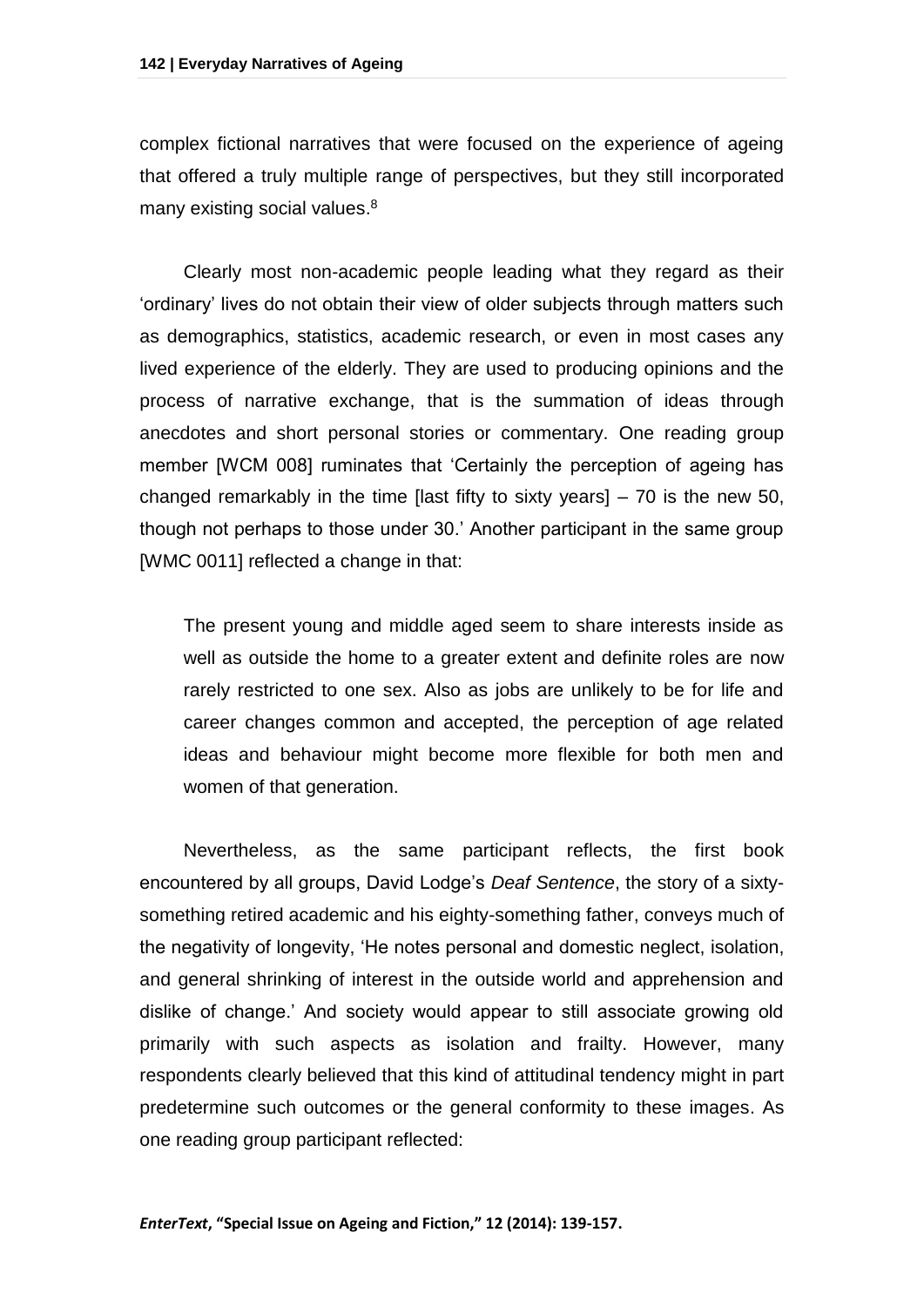complex fictional narratives that were focused on the experience of ageing that offered a truly multiple range of perspectives, but they still incorporated many existing social values.[8]

Clearly most non-academic people leading what they regard as their 'ordinary' lives do not obtain their view of older subjects through matters such as demographics, statistics, academic research, or even in most cases any lived experience of the elderly. They are used to producing opinions and the process of narrative exchange, that is the summation of ideas through anecdotes and short personal stories or commentary. One reading group member [WCM 008] ruminates that 'Certainly the perception of ageing has changed remarkably in the time [last fifty to sixty years] – 70 is the new 50, though not perhaps to those under 30.' Another participant in the same group [WMC 0011] reflected a change in that:

> The present young and middle aged seem to share interests inside as well as outside the home to a greater extent and definite roles are now rarely restricted to one sex. Also as jobs are unlikely to be for life and career changes common and accepted, the perception of age related ideas and behaviour might become more flexible for both men and women of that generation.

Nevertheless, as the same participant reflects, the first book encountered by all groups, David Lodge's *Deaf Sentence*, the story of a sixty-something retired academic and his eighty-something father, conveys much of the negativity of longevity, 'He notes personal and domestic neglect, isolation, and general shrinking of interest in the outside world and apprehension and dislike of change.' And society would appear to still associate growing old primarily with such aspects as isolation and frailty. However, many respondents clearly believed that this kind of attitudinal tendency might in part predetermine such outcomes or the general conformity to these images. As one reading group participant reflected: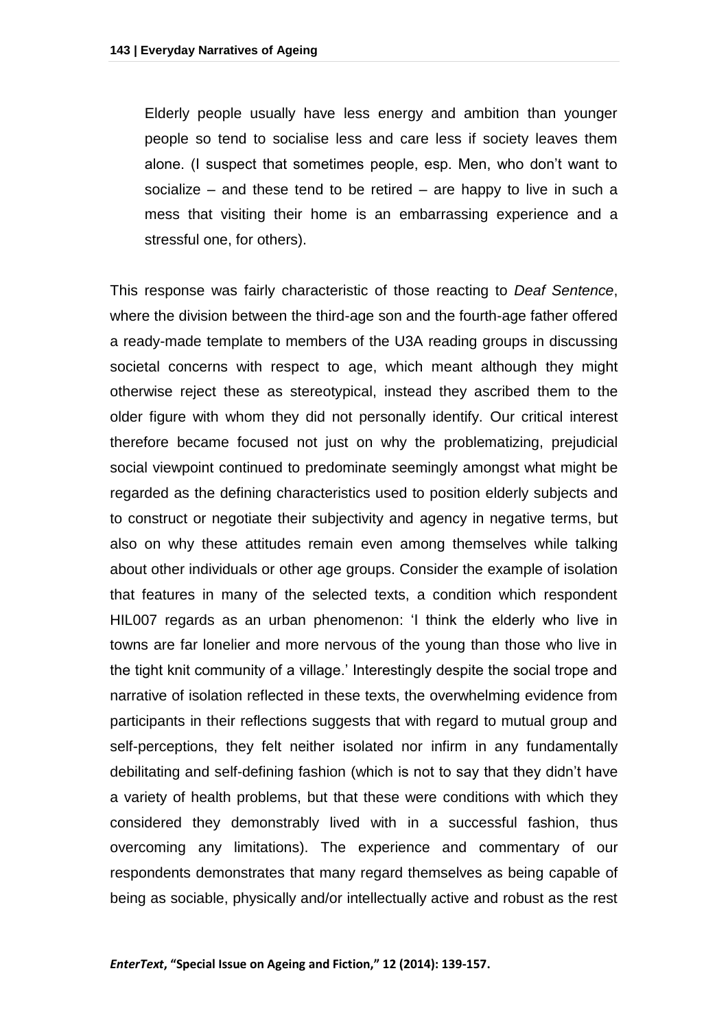> Elderly people usually have less energy and ambition than younger people so tend to socialise less and care less if society leaves them alone. (I suspect that sometimes people, esp. Men, who don't want to socialize – and these tend to be retired – are happy to live in such a mess that visiting their home is an embarrassing experience and a stressful one, for others).

This response was fairly characteristic of those reacting to *Deaf Sentence*, where the division between the third-age son and the fourth-age father offered a ready-made template to members of the U3A reading groups in discussing societal concerns with respect to age, which meant although they might otherwise reject these as stereotypical, instead they ascribed them to the older figure with whom they did not personally identify. Our critical interest therefore became focused not just on why the problematizing, prejudicial social viewpoint continued to predominate seemingly amongst what might be regarded as the defining characteristics used to position elderly subjects and to construct or negotiate their subjectivity and agency in negative terms, but also on why these attitudes remain even among themselves while talking about other individuals or other age groups. Consider the example of isolation that features in many of the selected texts, a condition which respondent HIL007 regards as an urban phenomenon: 'I think the elderly who live in towns are far lonelier and more nervous of the young than those who live in the tight knit community of a village.' Interestingly despite the social trope and narrative of isolation reflected in these texts, the overwhelming evidence from participants in their reflections suggests that with regard to mutual group and self-perceptions, they felt neither isolated nor infirm in any fundamentally debilitating and self-defining fashion (which is not to say that they didn't have a variety of health problems, but that these were conditions with which they considered they demonstrably lived with in a successful fashion, thus overcoming any limitations). The experience and commentary of our respondents demonstrates that many regard themselves as being capable of being as sociable, physically and/or intellectually active and robust as the rest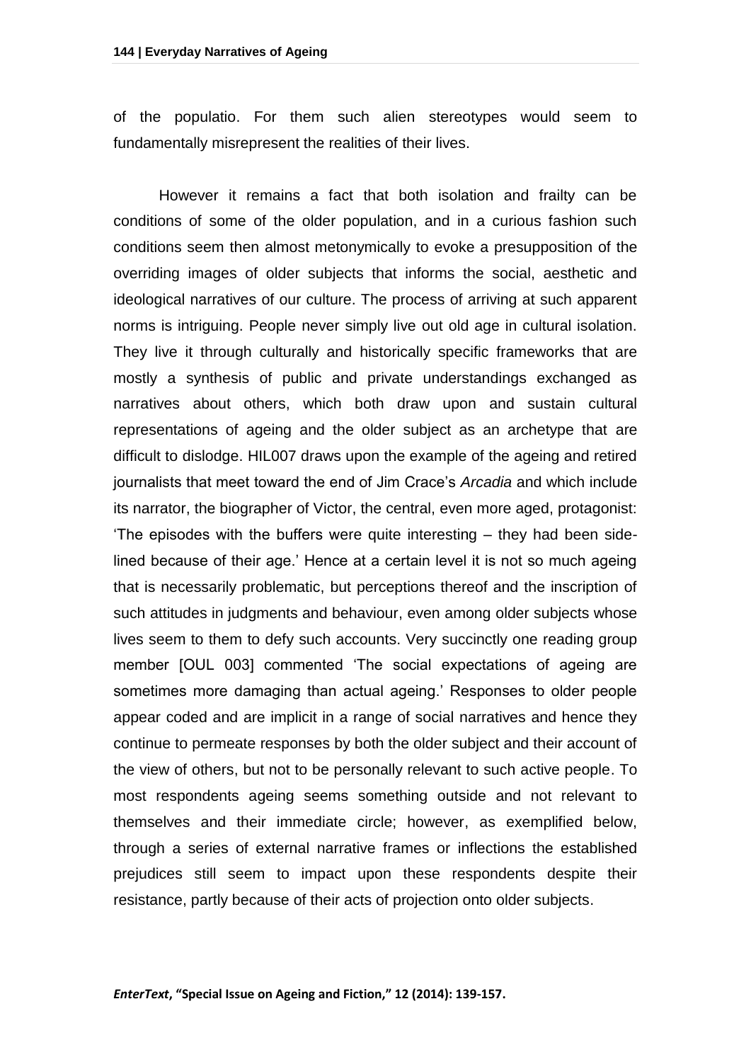of the populatio. For them such alien stereotypes would seem to fundamentally misrepresent the realities of their lives.

However it remains a fact that both isolation and frailty can be conditions of some of the older population, and in a curious fashion such conditions seem then almost metonymically to evoke a presupposition of the overriding images of older subjects that informs the social, aesthetic and ideological narratives of our culture. The process of arriving at such apparent norms is intriguing. People never simply live out old age in cultural isolation. They live it through culturally and historically specific frameworks that are mostly a synthesis of public and private understandings exchanged as narratives about others, which both draw upon and sustain cultural representations of ageing and the older subject as an archetype that are difficult to dislodge. HIL007 draws upon the example of the ageing and retired journalists that meet toward the end of Jim Crace's *Arcadia* and which include its narrator, the biographer of Victor, the central, even more aged, protagonist: 'The episodes with the buffers were quite interesting – they had been side-lined because of their age.' Hence at a certain level it is not so much ageing that is necessarily problematic, but perceptions thereof and the inscription of such attitudes in judgments and behaviour, even among older subjects whose lives seem to them to defy such accounts. Very succinctly one reading group member [OUL 003] commented 'The social expectations of ageing are sometimes more damaging than actual ageing.' Responses to older people appear coded and are implicit in a range of social narratives and hence they continue to permeate responses by both the older subject and their account of the view of others, but not to be personally relevant to such active people. To most respondents ageing seems something outside and not relevant to themselves and their immediate circle; however, as exemplified below, through a series of external narrative frames or inflections the established prejudices still seem to impact upon these respondents despite their resistance, partly because of their acts of projection onto older subjects.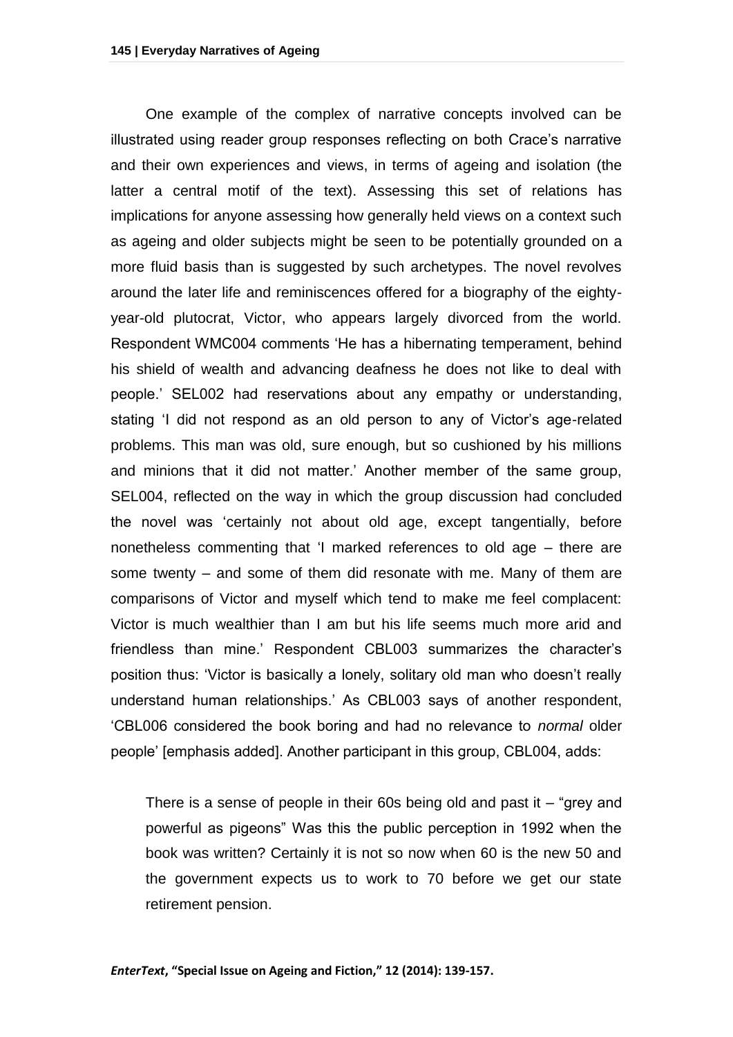One example of the complex of narrative concepts involved can be illustrated using reader group responses reflecting on both Crace's narrative and their own experiences and views, in terms of ageing and isolation (the latter a central motif of the text). Assessing this set of relations has implications for anyone assessing how generally held views on a context such as ageing and older subjects might be seen to be potentially grounded on a more fluid basis than is suggested by such archetypes. The novel revolves around the later life and reminiscences offered for a biography of the eighty-year-old plutocrat, Victor, who appears largely divorced from the world. Respondent WMC004 comments 'He has a hibernating temperament, behind his shield of wealth and advancing deafness he does not like to deal with people.' SEL002 had reservations about any empathy or understanding, stating 'I did not respond as an old person to any of Victor's age-related problems. This man was old, sure enough, but so cushioned by his millions and minions that it did not matter.' Another member of the same group, SEL004, reflected on the way in which the group discussion had concluded the novel was 'certainly not about old age, except tangentially, before nonetheless commenting that 'I marked references to old age – there are some twenty – and some of them did resonate with me. Many of them are comparisons of Victor and myself which tend to make me feel complacent: Victor is much wealthier than I am but his life seems much more arid and friendless than mine.' Respondent CBL003 summarizes the character's position thus: 'Victor is basically a lonely, solitary old man who doesn't really understand human relationships.' As CBL003 says of another respondent, 'CBL006 considered the book boring and had no relevance to *normal* older people' [emphasis added]. Another participant in this group, CBL004, adds:

> There is a sense of people in their 60s being old and past it – "grey and powerful as pigeons" Was this the public perception in 1992 when the book was written? Certainly it is not so now when 60 is the new 50 and the government expects us to work to 70 before we get our state retirement pension.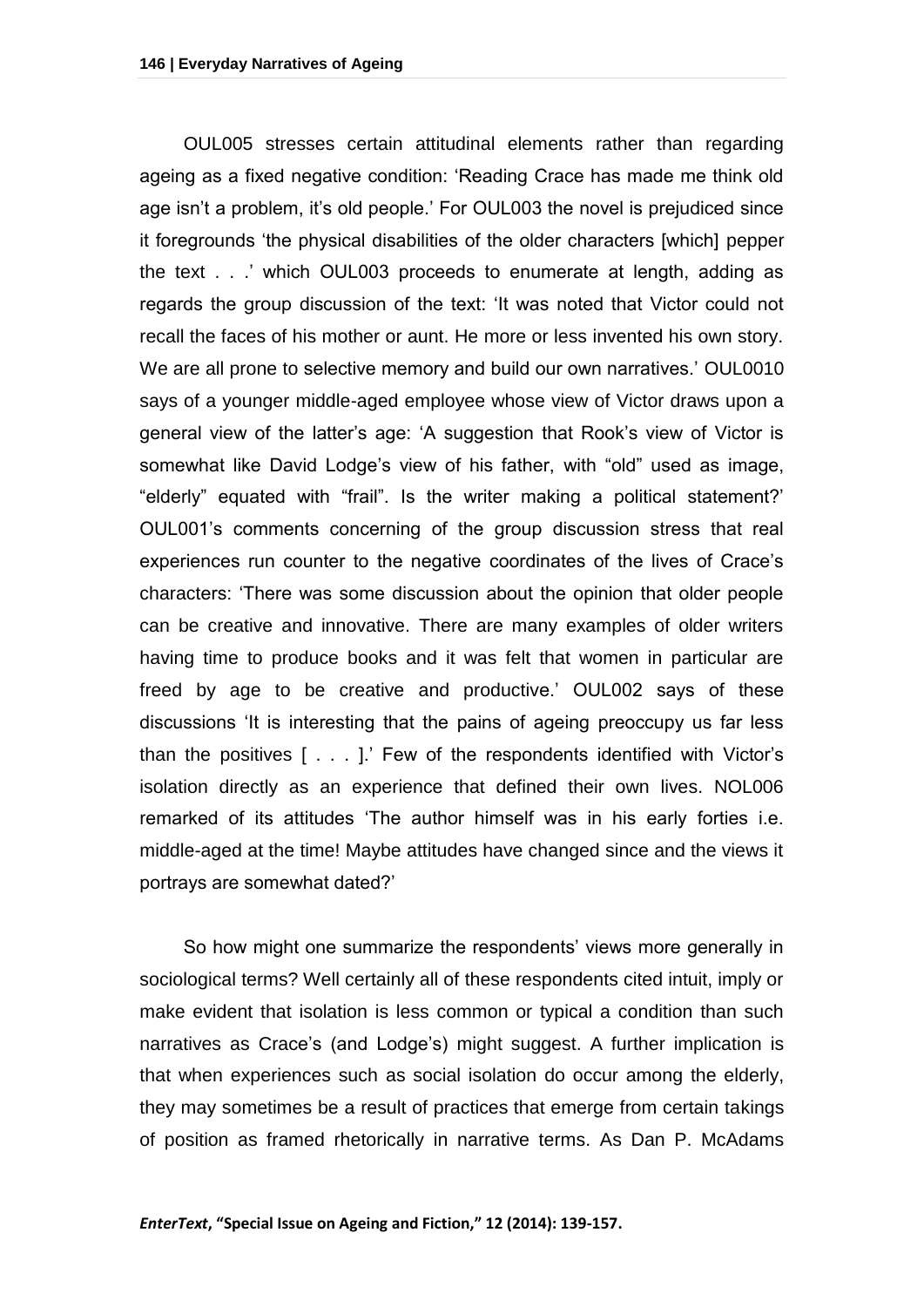OUL005 stresses certain attitudinal elements rather than regarding ageing as a fixed negative condition: 'Reading Crace has made me think old age isn't a problem, it's old people.' For OUL003 the novel is prejudiced since it foregrounds 'the physical disabilities of the older characters [which] pepper the text . . .' which OUL003 proceeds to enumerate at length, adding as regards the group discussion of the text: 'It was noted that Victor could not recall the faces of his mother or aunt. He more or less invented his own story. We are all prone to selective memory and build our own narratives.' OUL0010 says of a younger middle-aged employee whose view of Victor draws upon a general view of the latter's age: 'A suggestion that Rook's view of Victor is somewhat like David Lodge's view of his father, with "old" used as image, "elderly" equated with "frail". Is the writer making a political statement?' OUL001's comments concerning of the group discussion stress that real experiences run counter to the negative coordinates of the lives of Crace's characters: 'There was some discussion about the opinion that older people can be creative and innovative. There are many examples of older writers having time to produce books and it was felt that women in particular are freed by age to be creative and productive.' OUL002 says of these discussions 'It is interesting that the pains of ageing preoccupy us far less than the positives [ . . . ].' Few of the respondents identified with Victor's isolation directly as an experience that defined their own lives. NOL006 remarked of its attitudes 'The author himself was in his early forties i.e. middle-aged at the time! Maybe attitudes have changed since and the views it portrays are somewhat dated?'

So how might one summarize the respondents' views more generally in sociological terms? Well certainly all of these respondents cited intuit, imply or make evident that isolation is less common or typical a condition than such narratives as Crace's (and Lodge's) might suggest. A further implication is that when experiences such as social isolation do occur among the elderly, they may sometimes be a result of practices that emerge from certain takings of position as framed rhetorically in narrative terms. As Dan P. McAdams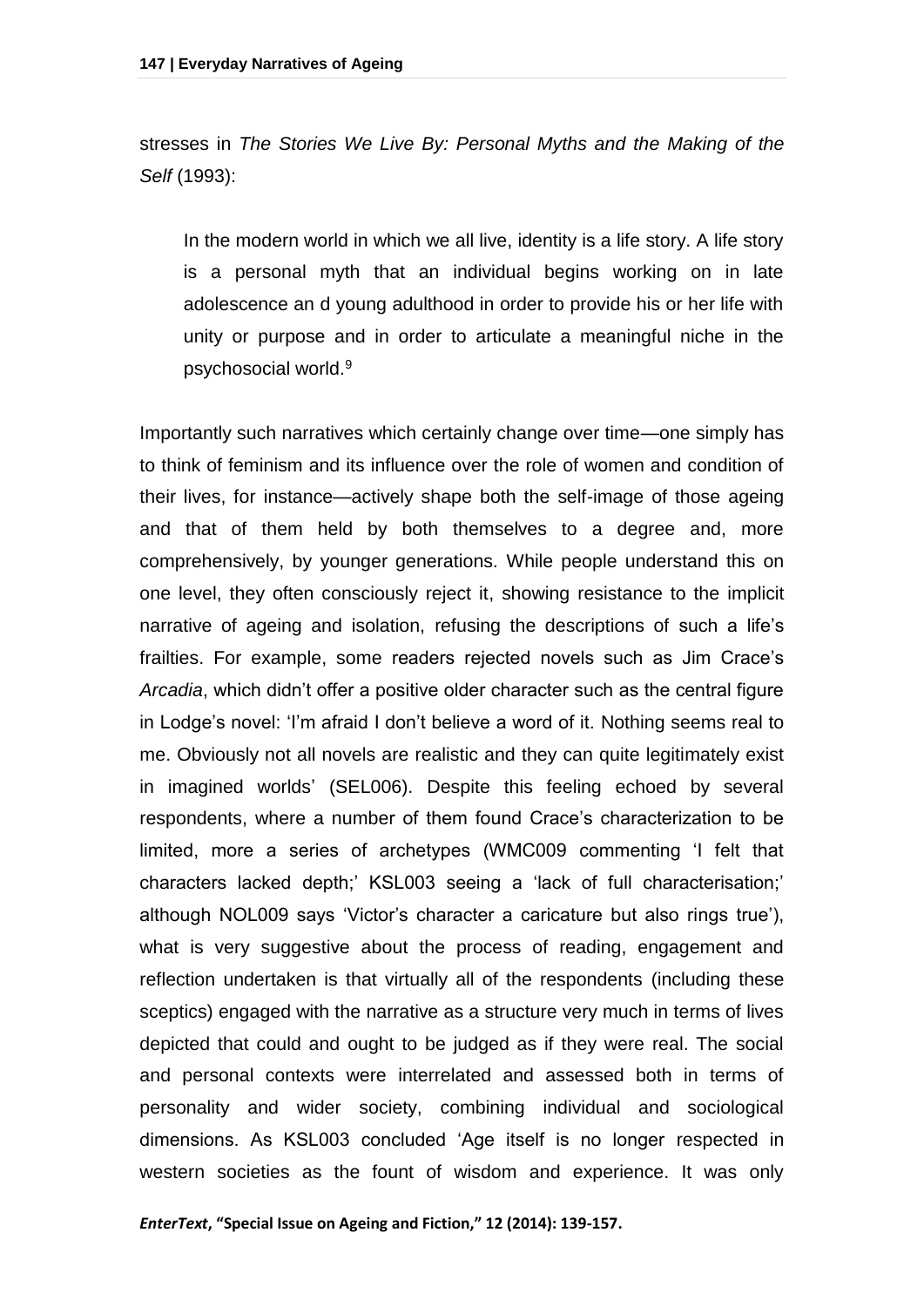stresses in *The Stories We Live By: Personal Myths and the Making of the Self* (1993):

> In the modern world in which we all live, identity is a life story. A life story is a personal myth that an individual begins working on in late adolescence an d young adulthood in order to provide his or her life with unity or purpose and in order to articulate a meaningful niche in the psychosocial world.[9]

Importantly such narratives which certainly change over time—one simply has to think of feminism and its influence over the role of women and condition of their lives, for instance—actively shape both the self-image of those ageing and that of them held by both themselves to a degree and, more comprehensively, by younger generations. While people understand this on one level, they often consciously reject it, showing resistance to the implicit narrative of ageing and isolation, refusing the descriptions of such a life's frailties. For example, some readers rejected novels such as Jim Crace's *Arcadia*, which didn't offer a positive older character such as the central figure in Lodge's novel: 'I'm afraid I don't believe a word of it. Nothing seems real to me. Obviously not all novels are realistic and they can quite legitimately exist in imagined worlds' (SEL006). Despite this feeling echoed by several respondents, where a number of them found Crace's characterization to be limited, more a series of archetypes (WMC009 commenting 'I felt that characters lacked depth;' KSL003 seeing a 'lack of full characterisation;' although NOL009 says 'Victor's character a caricature but also rings true'), what is very suggestive about the process of reading, engagement and reflection undertaken is that virtually all of the respondents (including these sceptics) engaged with the narrative as a structure very much in terms of lives depicted that could and ought to be judged as if they were real. The social and personal contexts were interrelated and assessed both in terms of personality and wider society, combining individual and sociological dimensions. As KSL003 concluded 'Age itself is no longer respected in western societies as the fount of wisdom and experience. It was only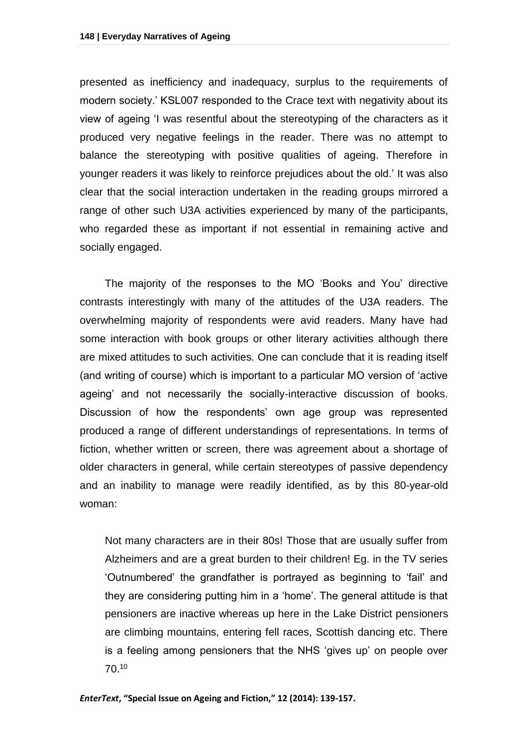presented as inefficiency and inadequacy, surplus to the requirements of modern society.' KSL007 responded to the Crace text with negativity about its view of ageing 'I was resentful about the stereotyping of the characters as it produced very negative feelings in the reader. There was no attempt to balance the stereotyping with positive qualities of ageing. Therefore in younger readers it was likely to reinforce prejudices about the old.' It was also clear that the social interaction undertaken in the reading groups mirrored a range of other such U3A activities experienced by many of the participants, who regarded these as important if not essential in remaining active and socially engaged.

The majority of the responses to the MO 'Books and You' directive contrasts interestingly with many of the attitudes of the U3A readers. The overwhelming majority of respondents were avid readers. Many have had some interaction with book groups or other literary activities although there are mixed attitudes to such activities. One can conclude that it is reading itself (and writing of course) which is important to a particular MO version of 'active ageing' and not necessarily the socially-interactive discussion of books. Discussion of how the respondents' own age group was represented produced a range of different understandings of representations. In terms of fiction, whether written or screen, there was agreement about a shortage of older characters in general, while certain stereotypes of passive dependency and an inability to manage were readily identified, as by this 80-year-old woman:

> Not many characters are in their 80s! Those that are usually suffer from Alzheimers and are a great burden to their children! Eg. in the TV series 'Outnumbered' the grandfather is portrayed as beginning to 'fail' and they are considering putting him in a 'home'. The general attitude is that pensioners are inactive whereas up here in the Lake District pensioners are climbing mountains, entering fell races, Scottish dancing etc. There is a feeling among pensioners that the NHS 'gives up' on people over 70.[10]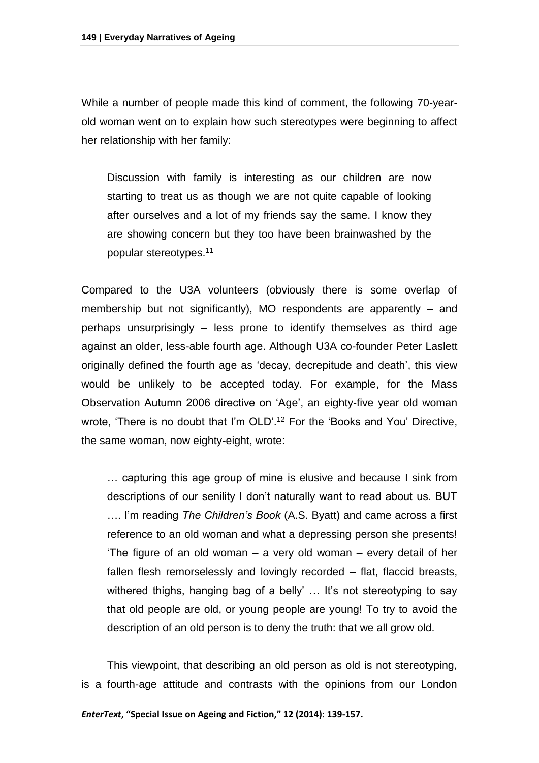While a number of people made this kind of comment, the following 70-year-old woman went on to explain how such stereotypes were beginning to affect her relationship with her family:

> Discussion with family is interesting as our children are now starting to treat us as though we are not quite capable of looking after ourselves and a lot of my friends say the same. I know they are showing concern but they too have been brainwashed by the popular stereotypes.[11]

Compared to the U3A volunteers (obviously there is some overlap of membership but not significantly), MO respondents are apparently – and perhaps unsurprisingly – less prone to identify themselves as third age against an older, less-able fourth age. Although U3A co-founder Peter Laslett originally defined the fourth age as 'decay, decrepitude and death', this view would be unlikely to be accepted today. For example, for the Mass Observation Autumn 2006 directive on 'Age', an eighty-five year old woman wrote, 'There is no doubt that I'm OLD'.[12] For the 'Books and You' Directive, the same woman, now eighty-eight, wrote:

> … capturing this age group of mine is elusive and because I sink from descriptions of our senility I don't naturally want to read about us. BUT …. I'm reading *The Children's Book* (A.S. Byatt) and came across a first reference to an old woman and what a depressing person she presents! 'The figure of an old woman – a very old woman – every detail of her fallen flesh remorselessly and lovingly recorded – flat, flaccid breasts, withered thighs, hanging bag of a belly' … It's not stereotyping to say that old people are old, or young people are young! To try to avoid the description of an old person is to deny the truth: that we all grow old.

This viewpoint, that describing an old person as old is not stereotyping, is a fourth-age attitude and contrasts with the opinions from our London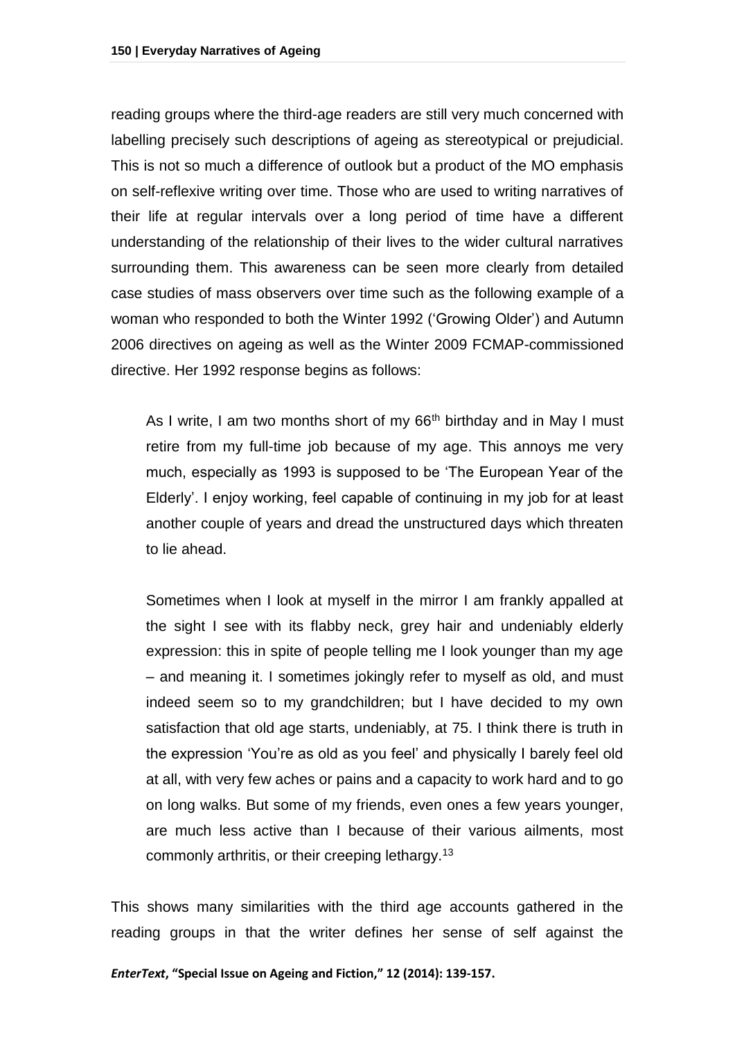reading groups where the third-age readers are still very much concerned with labelling precisely such descriptions of ageing as stereotypical or prejudicial. This is not so much a difference of outlook but a product of the MO emphasis on self-reflexive writing over time. Those who are used to writing narratives of their life at regular intervals over a long period of time have a different understanding of the relationship of their lives to the wider cultural narratives surrounding them. This awareness can be seen more clearly from detailed case studies of mass observers over time such as the following example of a woman who responded to both the Winter 1992 ('Growing Older') and Autumn 2006 directives on ageing as well as the Winter 2009 FCMAP-commissioned directive. Her 1992 response begins as follows:

> As I write, I am two months short of my 66th birthday and in May I must retire from my full-time job because of my age. This annoys me very much, especially as 1993 is supposed to be 'The European Year of the Elderly'. I enjoy working, feel capable of continuing in my job for at least another couple of years and dread the unstructured days which threaten to lie ahead.
>
> Sometimes when I look at myself in the mirror I am frankly appalled at the sight I see with its flabby neck, grey hair and undeniably elderly expression: this in spite of people telling me I look younger than my age – and meaning it. I sometimes jokingly refer to myself as old, and must indeed seem so to my grandchildren; but I have decided to my own satisfaction that old age starts, undeniably, at 75. I think there is truth in the expression 'You're as old as you feel' and physically I barely feel old at all, with very few aches or pains and a capacity to work hard and to go on long walks. But some of my friends, even ones a few years younger, are much less active than I because of their various ailments, most commonly arthritis, or their creeping lethargy.[13]

This shows many similarities with the third age accounts gathered in the reading groups in that the writer defines her sense of self against the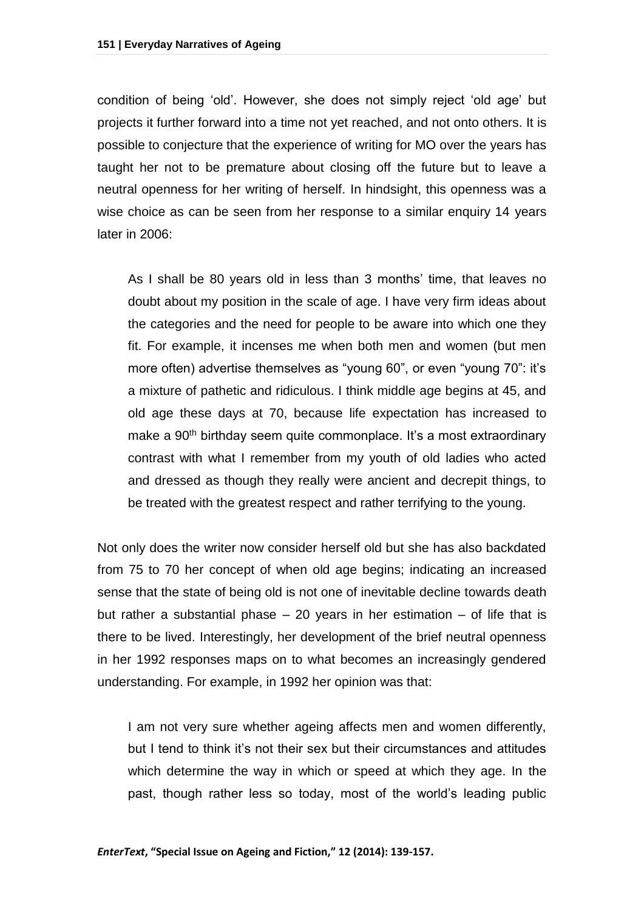condition of being 'old'. However, she does not simply reject 'old age' but projects it further forward into a time not yet reached, and not onto others. It is possible to conjecture that the experience of writing for MO over the years has taught her not to be premature about closing off the future but to leave a neutral openness for her writing of herself. In hindsight, this openness was a wise choice as can be seen from her response to a similar enquiry 14 years later in 2006:

> As I shall be 80 years old in less than 3 months' time, that leaves no doubt about my position in the scale of age. I have very firm ideas about the categories and the need for people to be aware into which one they fit. For example, it incenses me when both men and women (but men more often) advertise themselves as "young 60", or even "young 70": it's a mixture of pathetic and ridiculous. I think middle age begins at 45, and old age these days at 70, because life expectation has increased to make a 90th birthday seem quite commonplace. It's a most extraordinary contrast with what I remember from my youth of old ladies who acted and dressed as though they really were ancient and decrepit things, to be treated with the greatest respect and rather terrifying to the young.

Not only does the writer now consider herself old but she has also backdated from 75 to 70 her concept of when old age begins; indicating an increased sense that the state of being old is not one of inevitable decline towards death but rather a substantial phase – 20 years in her estimation – of life that is there to be lived. Interestingly, her development of the brief neutral openness in her 1992 responses maps on to what becomes an increasingly gendered understanding. For example, in 1992 her opinion was that:

> I am not very sure whether ageing affects men and women differently, but I tend to think it's not their sex but their circumstances and attitudes which determine the way in which or speed at which they age. In the past, though rather less so today, most of the world's leading public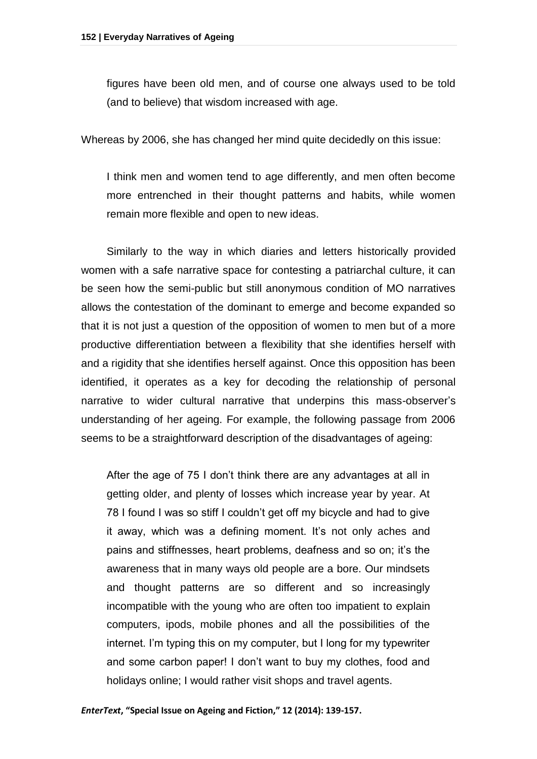> figures have been old men, and of course one always used to be told (and to believe) that wisdom increased with age.

Whereas by 2006, she has changed her mind quite decidedly on this issue:

> I think men and women tend to age differently, and men often become more entrenched in their thought patterns and habits, while women remain more flexible and open to new ideas.

Similarly to the way in which diaries and letters historically provided women with a safe narrative space for contesting a patriarchal culture, it can be seen how the semi-public but still anonymous condition of MO narratives allows the contestation of the dominant to emerge and become expanded so that it is not just a question of the opposition of women to men but of a more productive differentiation between a flexibility that she identifies herself with and a rigidity that she identifies herself against. Once this opposition has been identified, it operates as a key for decoding the relationship of personal narrative to wider cultural narrative that underpins this mass-observer's understanding of her ageing. For example, the following passage from 2006 seems to be a straightforward description of the disadvantages of ageing:

> After the age of 75 I don't think there are any advantages at all in getting older, and plenty of losses which increase year by year. At 78 I found I was so stiff I couldn't get off my bicycle and had to give it away, which was a defining moment. It's not only aches and pains and stiffnesses, heart problems, deafness and so on; it's the awareness that in many ways old people are a bore. Our mindsets and thought patterns are so different and so increasingly incompatible with the young who are often too impatient to explain computers, ipods, mobile phones and all the possibilities of the internet. I'm typing this on my computer, but I long for my typewriter and some carbon paper! I don't want to buy my clothes, food and holidays online; I would rather visit shops and travel agents.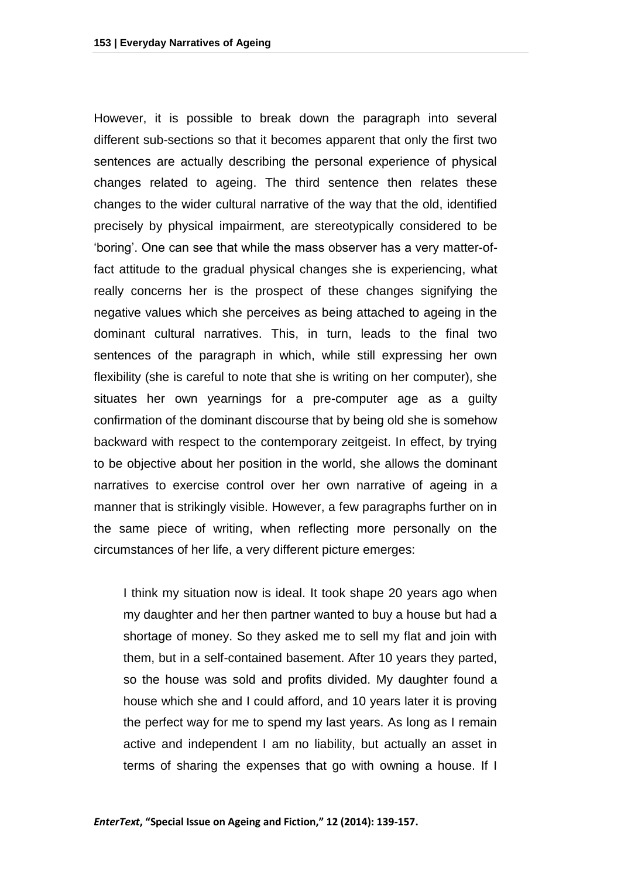However, it is possible to break down the paragraph into several different sub-sections so that it becomes apparent that only the first two sentences are actually describing the personal experience of physical changes related to ageing. The third sentence then relates these changes to the wider cultural narrative of the way that the old, identified precisely by physical impairment, are stereotypically considered to be 'boring'. One can see that while the mass observer has a very matter-of-fact attitude to the gradual physical changes she is experiencing, what really concerns her is the prospect of these changes signifying the negative values which she perceives as being attached to ageing in the dominant cultural narratives. This, in turn, leads to the final two sentences of the paragraph in which, while still expressing her own flexibility (she is careful to note that she is writing on her computer), she situates her own yearnings for a pre-computer age as a guilty confirmation of the dominant discourse that by being old she is somehow backward with respect to the contemporary zeitgeist. In effect, by trying to be objective about her position in the world, she allows the dominant narratives to exercise control over her own narrative of ageing in a manner that is strikingly visible. However, a few paragraphs further on in the same piece of writing, when reflecting more personally on the circumstances of her life, a very different picture emerges:

> I think my situation now is ideal. It took shape 20 years ago when my daughter and her then partner wanted to buy a house but had a shortage of money. So they asked me to sell my flat and join with them, but in a self-contained basement. After 10 years they parted, so the house was sold and profits divided. My daughter found a house which she and I could afford, and 10 years later it is proving the perfect way for me to spend my last years. As long as I remain active and independent I am no liability, but actually an asset in terms of sharing the expenses that go with owning a house. If I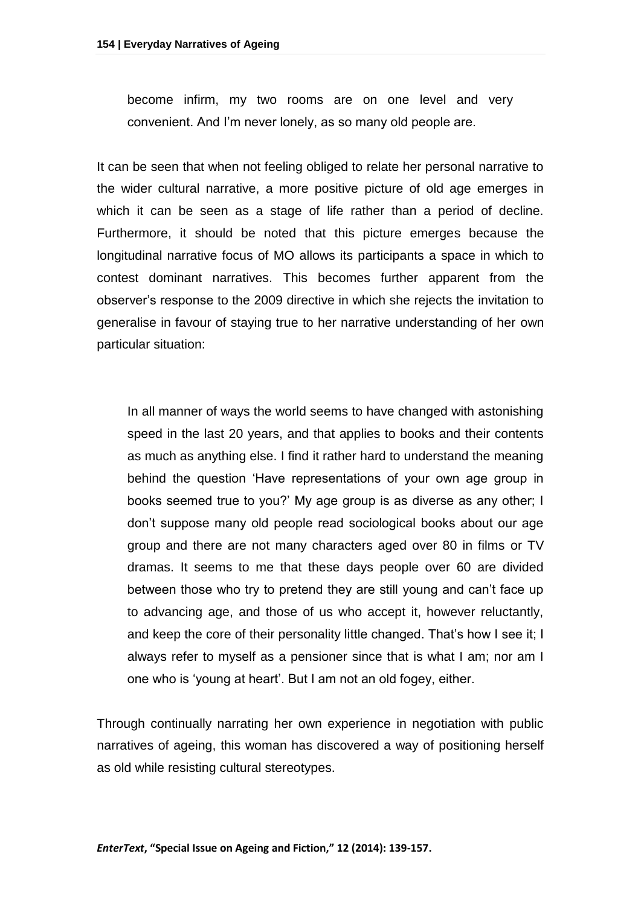> become infirm, my two rooms are on one level and very convenient. And I'm never lonely, as so many old people are.

It can be seen that when not feeling obliged to relate her personal narrative to the wider cultural narrative, a more positive picture of old age emerges in which it can be seen as a stage of life rather than a period of decline. Furthermore, it should be noted that this picture emerges because the longitudinal narrative focus of MO allows its participants a space in which to contest dominant narratives. This becomes further apparent from the observer's response to the 2009 directive in which she rejects the invitation to generalise in favour of staying true to her narrative understanding of her own particular situation:

> In all manner of ways the world seems to have changed with astonishing speed in the last 20 years, and that applies to books and their contents as much as anything else. I find it rather hard to understand the meaning behind the question 'Have representations of your own age group in books seemed true to you?' My age group is as diverse as any other; I don't suppose many old people read sociological books about our age group and there are not many characters aged over 80 in films or TV dramas. It seems to me that these days people over 60 are divided between those who try to pretend they are still young and can't face up to advancing age, and those of us who accept it, however reluctantly, and keep the core of their personality little changed. That's how I see it; I always refer to myself as a pensioner since that is what I am; nor am I one who is 'young at heart'. But I am not an old fogey, either.

Through continually narrating her own experience in negotiation with public narratives of ageing, this woman has discovered a way of positioning herself as old while resisting cultural stereotypes.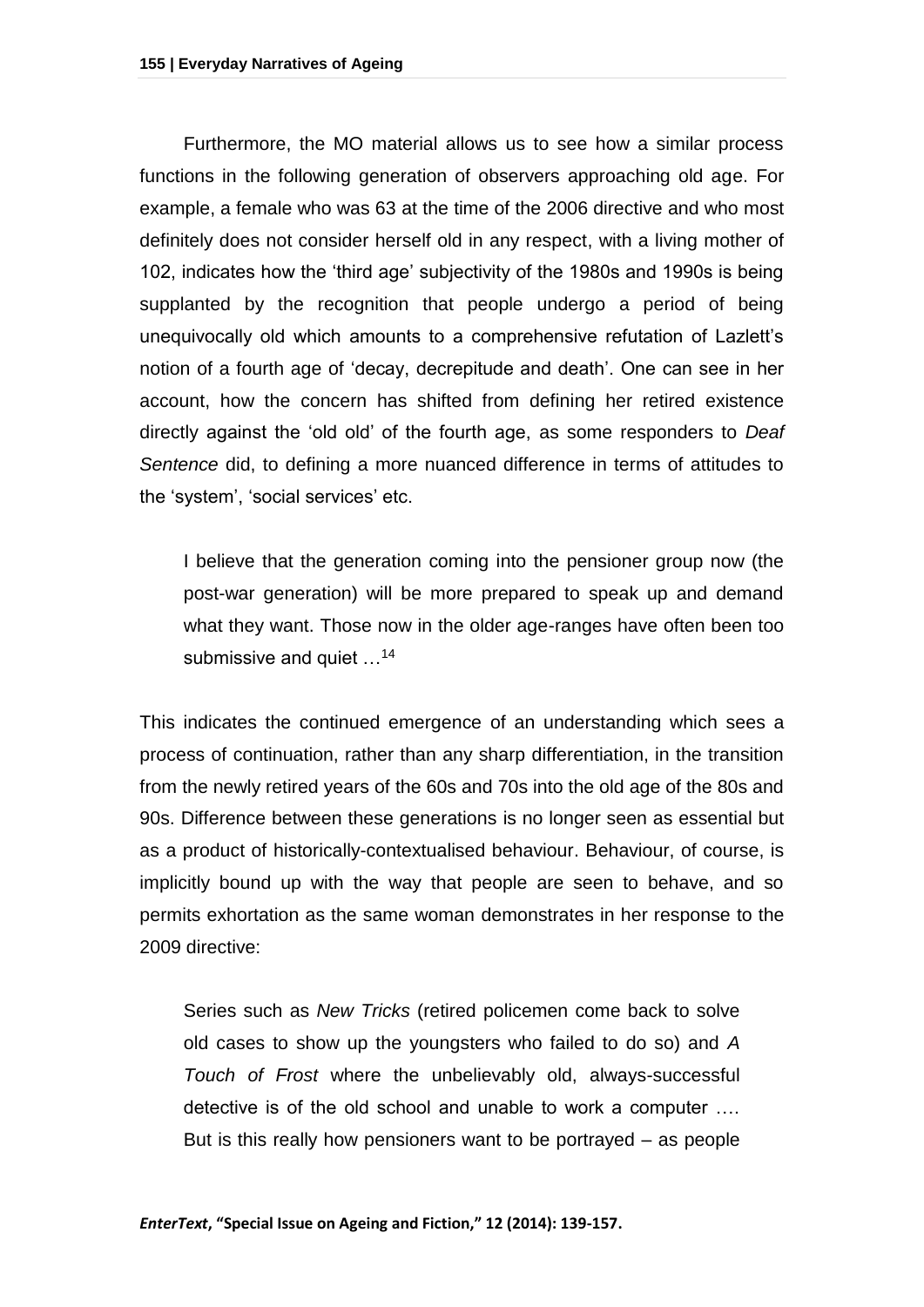Furthermore, the MO material allows us to see how a similar process functions in the following generation of observers approaching old age. For example, a female who was 63 at the time of the 2006 directive and who most definitely does not consider herself old in any respect, with a living mother of 102, indicates how the 'third age' subjectivity of the 1980s and 1990s is being supplanted by the recognition that people undergo a period of being unequivocally old which amounts to a comprehensive refutation of Lazlett's notion of a fourth age of 'decay, decrepitude and death'. One can see in her account, how the concern has shifted from defining her retired existence directly against the 'old old' of the fourth age, as some responders to *Deaf Sentence* did, to defining a more nuanced difference in terms of attitudes to the 'system', 'social services' etc.

> I believe that the generation coming into the pensioner group now (the post-war generation) will be more prepared to speak up and demand what they want. Those now in the older age-ranges have often been too submissive and quiet …[14]

This indicates the continued emergence of an understanding which sees a process of continuation, rather than any sharp differentiation, in the transition from the newly retired years of the 60s and 70s into the old age of the 80s and 90s. Difference between these generations is no longer seen as essential but as a product of historically-contextualised behaviour. Behaviour, of course, is implicitly bound up with the way that people are seen to behave, and so permits exhortation as the same woman demonstrates in her response to the 2009 directive:

> Series such as *New Tricks* (retired policemen come back to solve old cases to show up the youngsters who failed to do so) and *A Touch of Frost* where the unbelievably old, always-successful detective is of the old school and unable to work a computer …. But is this really how pensioners want to be portrayed – as people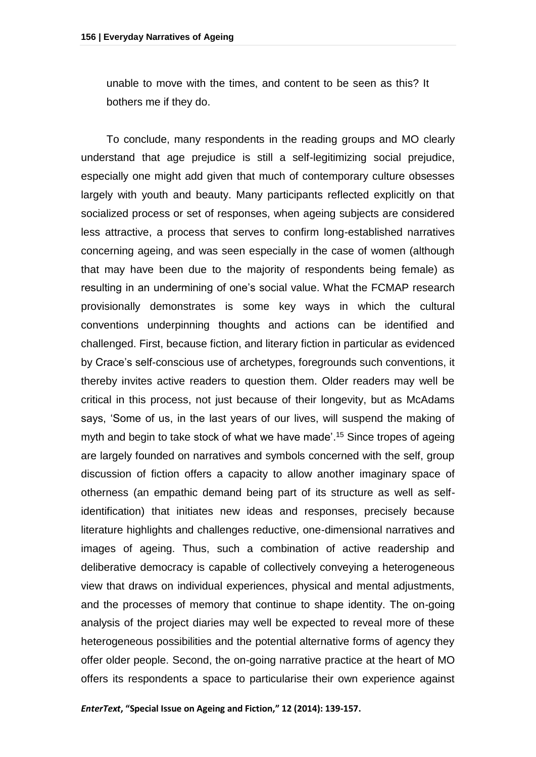unable to move with the times, and content to be seen as this? It bothers me if they do.

To conclude, many respondents in the reading groups and MO clearly understand that age prejudice is still a self-legitimizing social prejudice, especially one might add given that much of contemporary culture obsesses largely with youth and beauty. Many participants reflected explicitly on that socialized process or set of responses, when ageing subjects are considered less attractive, a process that serves to confirm long-established narratives concerning ageing, and was seen especially in the case of women (although that may have been due to the majority of respondents being female) as resulting in an undermining of one's social value. What the FCMAP research provisionally demonstrates is some key ways in which the cultural conventions underpinning thoughts and actions can be identified and challenged. First, because fiction, and literary fiction in particular as evidenced by Crace's self-conscious use of archetypes, foregrounds such conventions, it thereby invites active readers to question them. Older readers may well be critical in this process, not just because of their longevity, but as McAdams says, 'Some of us, in the last years of our lives, will suspend the making of myth and begin to take stock of what we have made'.[15] Since tropes of ageing are largely founded on narratives and symbols concerned with the self, group discussion of fiction offers a capacity to allow another imaginary space of otherness (an empathic demand being part of its structure as well as self-identification) that initiates new ideas and responses, precisely because literature highlights and challenges reductive, one-dimensional narratives and images of ageing. Thus, such a combination of active readership and deliberative democracy is capable of collectively conveying a heterogeneous view that draws on individual experiences, physical and mental adjustments, and the processes of memory that continue to shape identity. The on-going analysis of the project diaries may well be expected to reveal more of these heterogeneous possibilities and the potential alternative forms of agency they offer older people. Second, the on-going narrative practice at the heart of MO offers its respondents a space to particularise their own experience against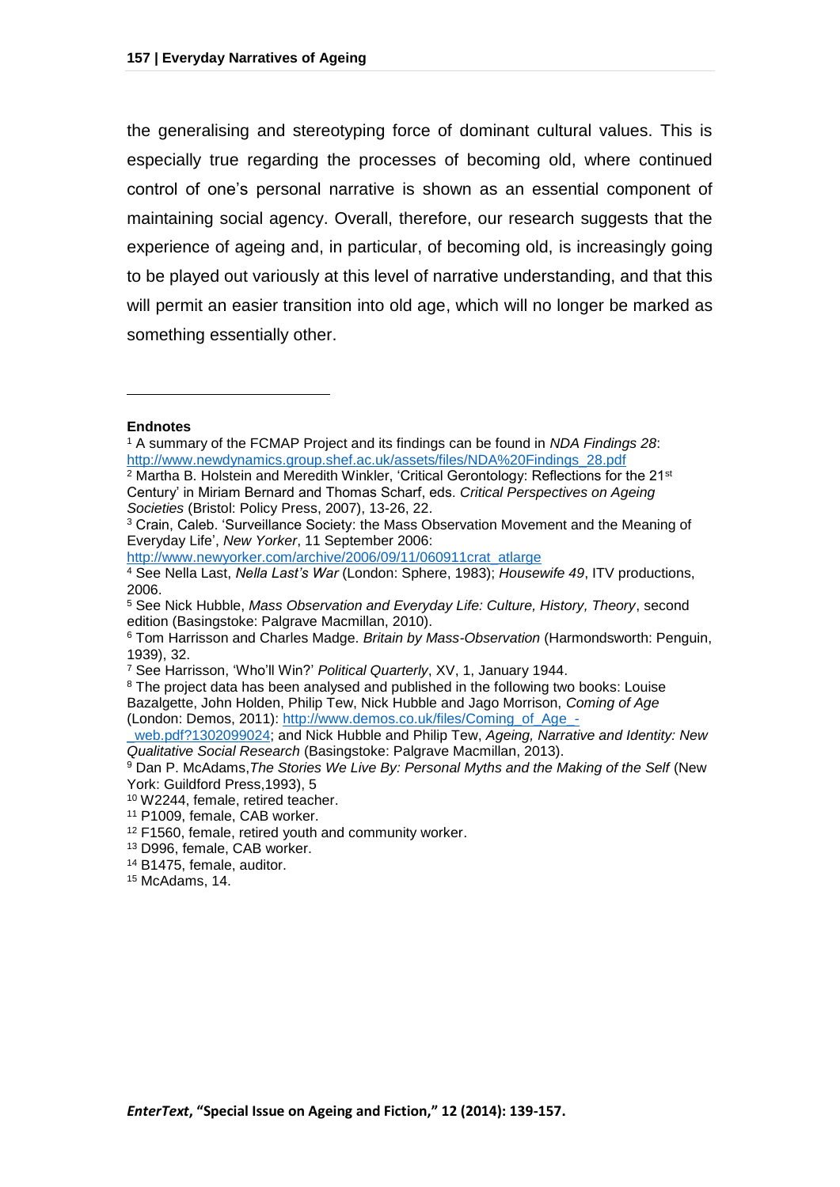the generalising and stereotyping force of dominant cultural values. This is especially true regarding the processes of becoming old, where continued control of one's personal narrative is shown as an essential component of maintaining social agency. Overall, therefore, our research suggests that the experience of ageing and, in particular, of becoming old, is increasingly going to be played out variously at this level of narrative understanding, and that this will permit an easier transition into old age, which will no longer be marked as something essentially other.

---

**Endnotes**

[1] A summary of the FCMAP Project and its findings can be found in *NDA Findings 28*: http://www.newdynamics.group.shef.ac.uk/assets/files/NDA%20Findings_28.pdf

[2] Martha B. Holstein and Meredith Winkler, 'Critical Gerontology: Reflections for the 21st Century' in Miriam Bernard and Thomas Scharf, eds. *Critical Perspectives on Ageing Societies* (Bristol: Policy Press, 2007), 13-26, 22.

[3] Crain, Caleb. 'Surveillance Society: the Mass Observation Movement and the Meaning of Everyday Life', *New Yorker*, 11 September 2006: http://www.newyorker.com/archive/2006/09/11/060911crat_atlarge

[4] See Nella Last, *Nella Last's War* (London: Sphere, 1983); *Housewife 49*, ITV productions, 2006.

[5] See Nick Hubble, *Mass Observation and Everyday Life: Culture, History, Theory*, second edition (Basingstoke: Palgrave Macmillan, 2010).

[6] Tom Harrisson and Charles Madge. *Britain by Mass-Observation* (Harmondsworth: Penguin, 1939), 32.

[7] See Harrisson, 'Who'll Win?' *Political Quarterly*, XV, 1, January 1944.

[8] The project data has been analysed and published in the following two books: Louise Bazalgette, John Holden, Philip Tew, Nick Hubble and Jago Morrison, *Coming of Age* (London: Demos, 2011): http://www.demos.co.uk/files/Coming_of_Age_-_web.pdf?1302099024; and Nick Hubble and Philip Tew, *Ageing, Narrative and Identity: New Qualitative Social Research* (Basingstoke: Palgrave Macmillan, 2013).

[9] Dan P. McAdams,*The Stories We Live By: Personal Myths and the Making of the Self* (New York: Guildford Press,1993), 5

[10] W2244, female, retired teacher.

[11] P1009, female, CAB worker.

[12] F1560, female, retired youth and community worker.

[13] D996, female, CAB worker.

[14] B1475, female, auditor.

[15] McAdams, 14.